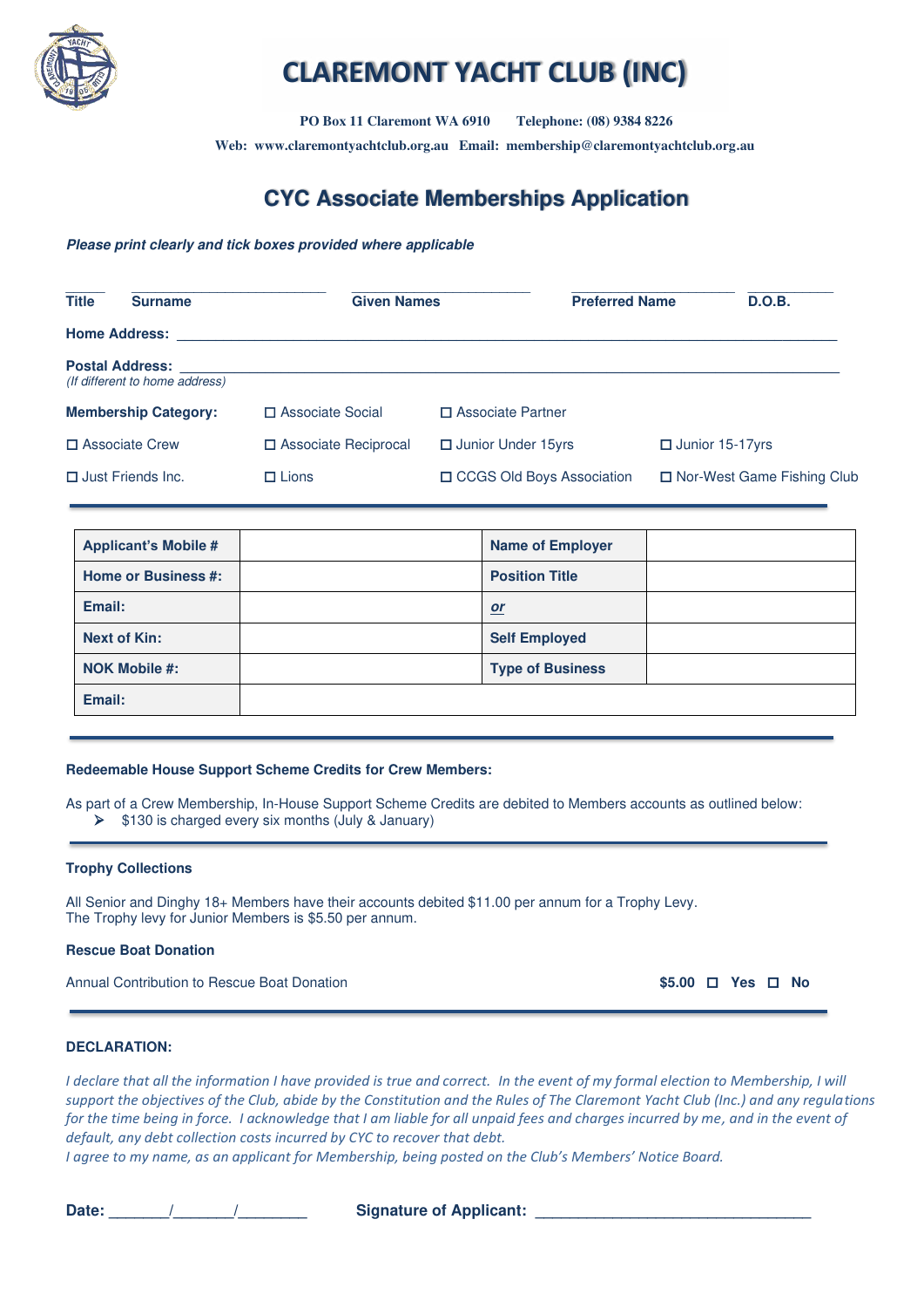# CLAREMONT YACHT CLUB (INC)

**PO Box 11 Claremont WA 6910 Telephone: (08) 9384 8226**

**Web: www.claremontyachtclub.org.au Email: membership@claremontyachtclub.org.au**

## CYC Associate Memberships Application

***Please print clearly and tick boxes provided where applicable***

| **Title** | **Surname** | **Given Names** | **Preferred Name** | **D.O.B.** |
|---|---|---|---|---|
| | | | | |

**Home Address:** ______________________________________________

**Postal Address:** ______________________________________________
*(If different to home address)*

**Membership Category:** ☐ Associate Social ☐ Associate Partner

☐ Associate Crew ☐ Associate Reciprocal ☐ Junior Under 15yrs ☐ Junior 15-17yrs

☐ Just Friends Inc. ☐ Lions ☐ CCGS Old Boys Association ☐ Nor-West Game Fishing Club

| **Applicant's Mobile #** | | **Name of Employer** | |
|---|---|---|---|
| **Home or Business #:** | | **Position Title** | |
| **Email:** | | ***or*** | |
| **Next of Kin:** | | **Self Employed** | |
| **NOK Mobile #:** | | **Type of Business** | |
| **Email:** | | | |

**Redeemable House Support Scheme Credits for Crew Members:**

As part of a Crew Membership, In-House Support Scheme Credits are debited to Members accounts as outlined below:

- $130 is charged every six months (July & January)

**Trophy Collections**

All Senior and Dinghy 18+ Members have their accounts debited $11.00 per annum for a Trophy Levy.
The Trophy levy for Junior Members is $5.50 per annum.

**Rescue Boat Donation**

Annual Contribution to Rescue Boat Donation **$5.00 ☐ Yes ☐ No**

**DECLARATION:**

*I declare that all the information I have provided is true and correct. In the event of my formal election to Membership, I will support the objectives of the Club, abide by the Constitution and the Rules of The Claremont Yacht Club (Inc.) and any regulations for the time being in force. I acknowledge that I am liable for all unpaid fees and charges incurred by me, and in the event of default, any debt collection costs incurred by CYC to recover that debt.*
*I agree to my name, as an applicant for Membership, being posted on the Club's Members' Notice Board.*

**Date:** _______/_______/________ **Signature of Applicant:** ________________________________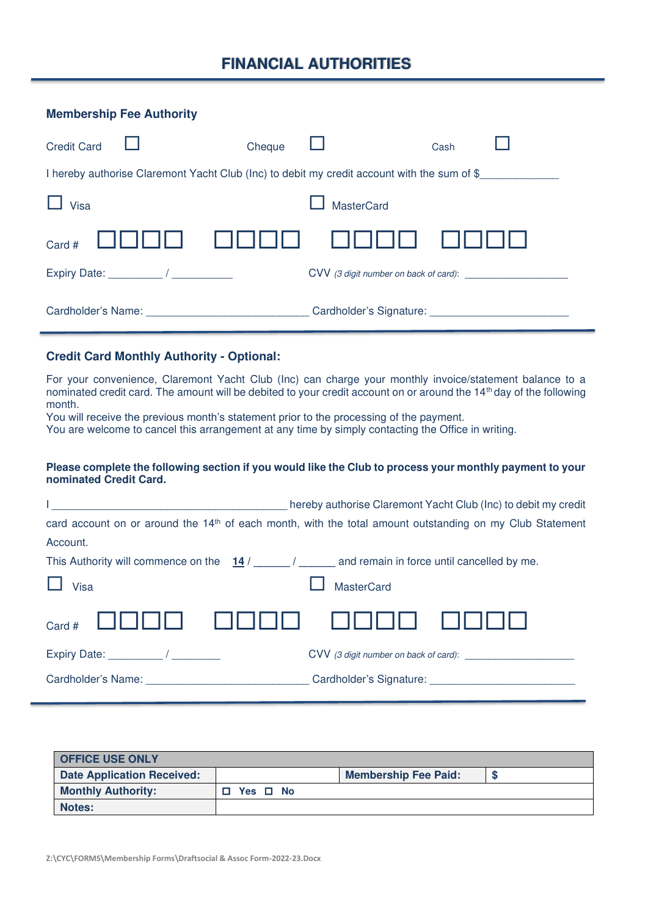# FINANCIAL AUTHORITIES

## Membership Fee Authority

Credit Card ☐ Cheque ☐ Cash ☐

I hereby authorise Claremont Yacht Club (Inc) to debit my credit account with the sum of $____________

☐ Visa ☐ MasterCard

Card # ☐☐☐☐ ☐☐☐☐ ☐☐☐☐ ☐☐☐☐

Expiry Date: _________ / __________ CVV *(3 digit number on back of card)*: _________________

Cardholder's Name: __________________________ Cardholder's Signature: ______________________

## Credit Card Monthly Authority - Optional:

For your convenience, Claremont Yacht Club (Inc) can charge your monthly invoice/statement balance to a nominated credit card. The amount will be debited to your credit account on or around the 14th day of the following month.
You will receive the previous month's statement prior to the processing of the payment.
You are welcome to cancel this arrangement at any time by simply contacting the Office in writing.

**Please complete the following section if you would like the Club to process your monthly payment to your nominated Credit Card.**

I ______________________________________ hereby authorise Claremont Yacht Club (Inc) to debit my credit card account on or around the 14th of each month, with the total amount outstanding on my Club Statement Account.

This Authority will commence on the **14** / ______ / ______ and remain in force until cancelled by me.

☐ Visa ☐ MasterCard

Card # ☐☐☐☐ ☐☐☐☐ ☐☐☐☐ ☐☐☐☐

Expiry Date: _________ / ________ CVV *(3 digit number on back of card)*: __________________

Cardholder's Name: __________________________ Cardholder's Signature: _______________________

| **OFFICE USE ONLY** | | | |
|---|---|---|---|
| **Date Application Received:** | | **Membership Fee Paid:** | **$** |
| **Monthly Authority:** | ☐ **Yes** ☐ **No** | | |
| **Notes:** | | | |

Z:\CYC\FORMS\Membership Forms\Draftsocial & Assoc Form-2022-23.Docx